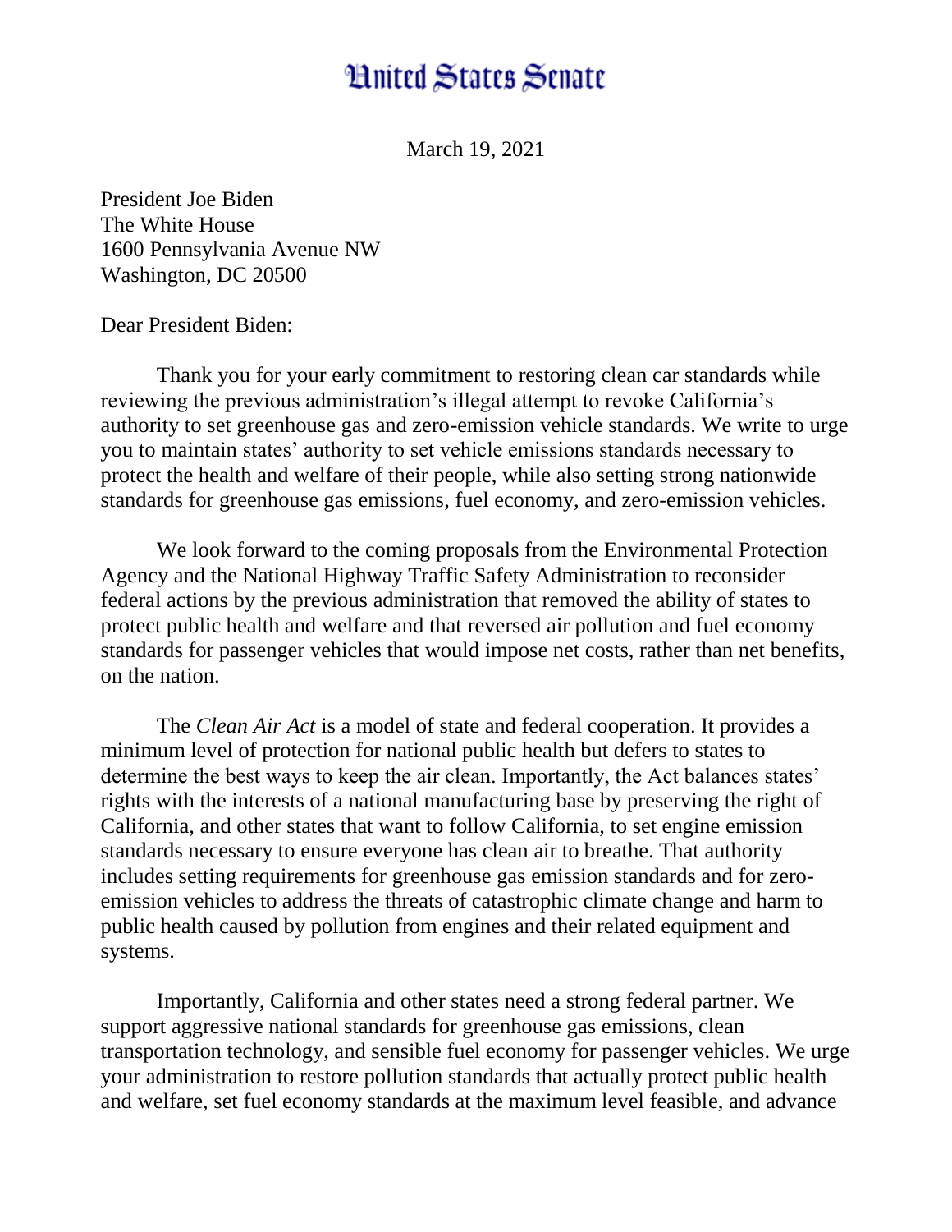# United States Senate

March 19, 2021

President Joe Biden
The White House
1600 Pennsylvania Avenue NW
Washington, DC 20500

Dear President Biden:

Thank you for your early commitment to restoring clean car standards while reviewing the previous administration's illegal attempt to revoke California's authority to set greenhouse gas and zero-emission vehicle standards. We write to urge you to maintain states' authority to set vehicle emissions standards necessary to protect the health and welfare of their people, while also setting strong nationwide standards for greenhouse gas emissions, fuel economy, and zero-emission vehicles.

We look forward to the coming proposals from the Environmental Protection Agency and the National Highway Traffic Safety Administration to reconsider federal actions by the previous administration that removed the ability of states to protect public health and welfare and that reversed air pollution and fuel economy standards for passenger vehicles that would impose net costs, rather than net benefits, on the nation.

The *Clean Air Act* is a model of state and federal cooperation. It provides a minimum level of protection for national public health but defers to states to determine the best ways to keep the air clean. Importantly, the Act balances states' rights with the interests of a national manufacturing base by preserving the right of California, and other states that want to follow California, to set engine emission standards necessary to ensure everyone has clean air to breathe. That authority includes setting requirements for greenhouse gas emission standards and for zero-emission vehicles to address the threats of catastrophic climate change and harm to public health caused by pollution from engines and their related equipment and systems.

Importantly, California and other states need a strong federal partner. We support aggressive national standards for greenhouse gas emissions, clean transportation technology, and sensible fuel economy for passenger vehicles. We urge your administration to restore pollution standards that actually protect public health and welfare, set fuel economy standards at the maximum level feasible, and advance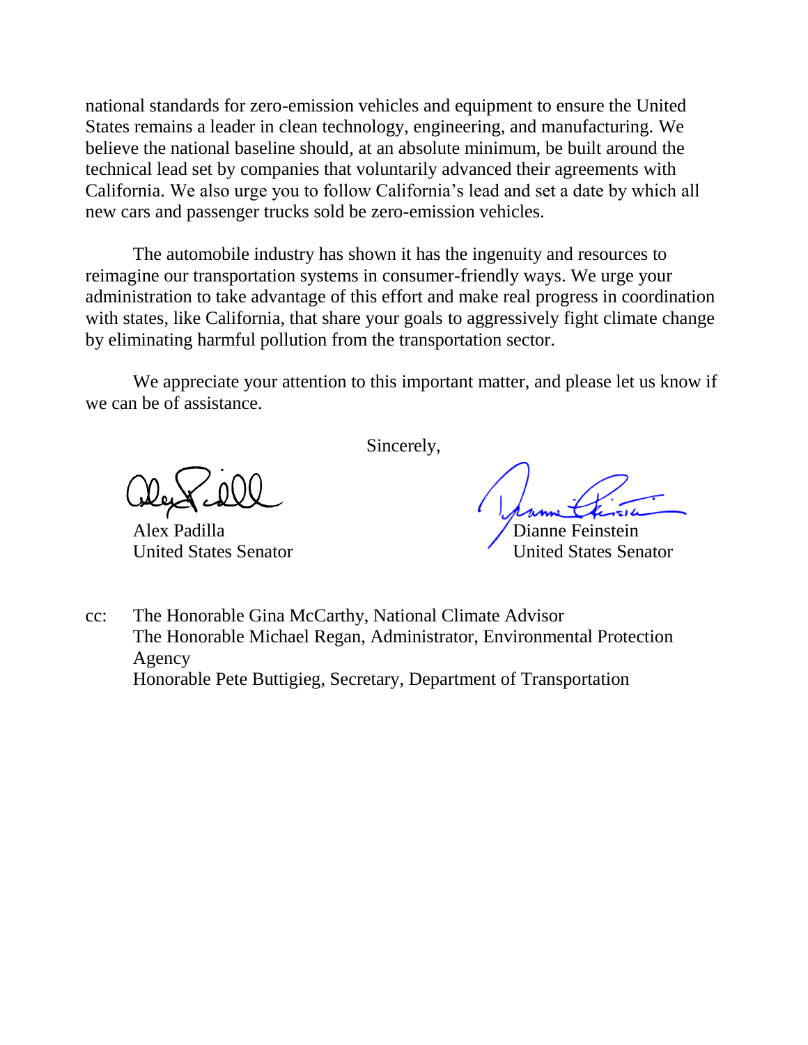national standards for zero-emission vehicles and equipment to ensure the United States remains a leader in clean technology, engineering, and manufacturing. We believe the national baseline should, at an absolute minimum, be built around the technical lead set by companies that voluntarily advanced their agreements with California. We also urge you to follow California's lead and set a date by which all new cars and passenger trucks sold be zero-emission vehicles.

The automobile industry has shown it has the ingenuity and resources to reimagine our transportation systems in consumer-friendly ways. We urge your administration to take advantage of this effort and make real progress in coordination with states, like California, that share your goals to aggressively fight climate change by eliminating harmful pollution from the transportation sector.

We appreciate your attention to this important matter, and please let us know if we can be of assistance.

Sincerely,

Alex Padilla
United States Senator

Dianne Feinstein
United States Senator

cc: The Honorable Gina McCarthy, National Climate Advisor
The Honorable Michael Regan, Administrator, Environmental Protection Agency
Honorable Pete Buttigieg, Secretary, Department of Transportation